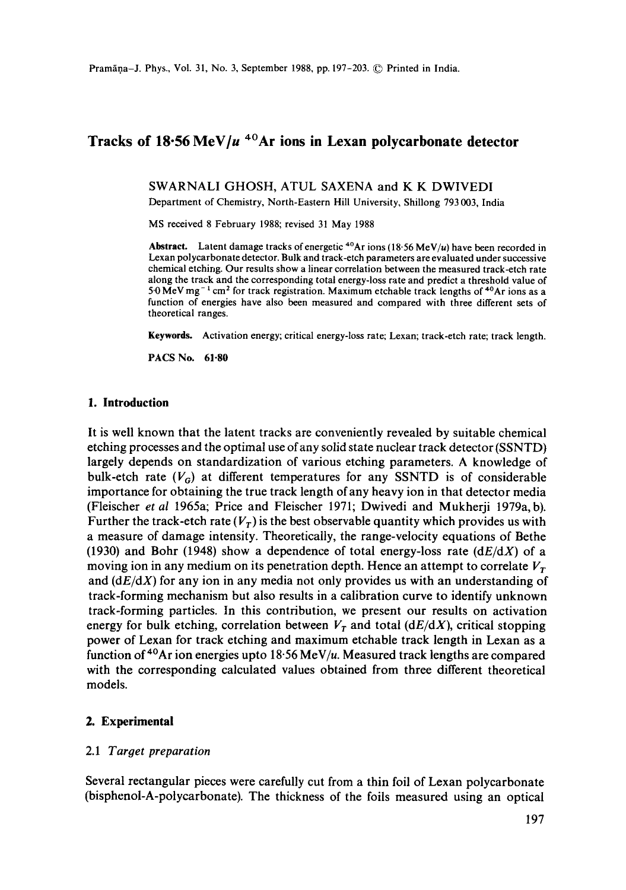# Tracks of 18·56 MeV/$u$ $^{40}$Ar ions in Lexan polycarbonate detector

SWARNALI GHOSH, ATUL SAXENA and K K DWIVEDI

Department of Chemistry, North-Eastern Hill University, Shillong 793 003, India

MS received 8 February 1988; revised 31 May 1988

**Abstract.** Latent damage tracks of energetic $^{40}$Ar ions (18·56 MeV/$u$) have been recorded in Lexan polycarbonate detector. Bulk and track-etch parameters are evaluated under successive chemical etching. Our results show a linear correlation between the measured track-etch rate along the track and the corresponding total energy-loss rate and predict a threshold value of 5·0 MeV mg$^{-1}$ cm$^2$ for track registration. Maximum etchable track lengths of $^{40}$Ar ions as a function of energies have also been measured and compared with three different sets of theoretical ranges.

**Keywords.** Activation energy; critical energy-loss rate; Lexan; track-etch rate; track length.

**PACS No. 61·80**

## 1. Introduction

It is well known that the latent tracks are conveniently revealed by suitable chemical etching processes and the optimal use of any solid state nuclear track detector (SSNTD) largely depends on standardization of various etching parameters. A knowledge of bulk-etch rate ($V_G$) at different temperatures for any SSNTD is of considerable importance for obtaining the true track length of any heavy ion in that detector media (Fleischer *et al* 1965a; Price and Fleischer 1971; Dwivedi and Mukherji 1979a, b). Further the track-etch rate ($V_T$) is the best observable quantity which provides us with a measure of damage intensity. Theoretically, the range-velocity equations of Bethe (1930) and Bohr (1948) show a dependence of total energy-loss rate ($dE/dX$) of a moving ion in any medium on its penetration depth. Hence an attempt to correlate $V_T$ and ($dE/dX$) for any ion in any media not only provides us with an understanding of track-forming mechanism but also results in a calibration curve to identify unknown track-forming particles. In this contribution, we present our results on activation energy for bulk etching, correlation between $V_T$ and total ($dE/dX$), critical stopping power of Lexan for track etching and maximum etchable track length in Lexan as a function of $^{40}$Ar ion energies upto 18·56 MeV/$u$. Measured track lengths are compared with the corresponding calculated values obtained from three different theoretical models.

## 2. Experimental

### 2.1 *Target preparation*

Several rectangular pieces were carefully cut from a thin foil of Lexan polycarbonate (bisphenol-A-polycarbonate). The thickness of the foils measured using an optical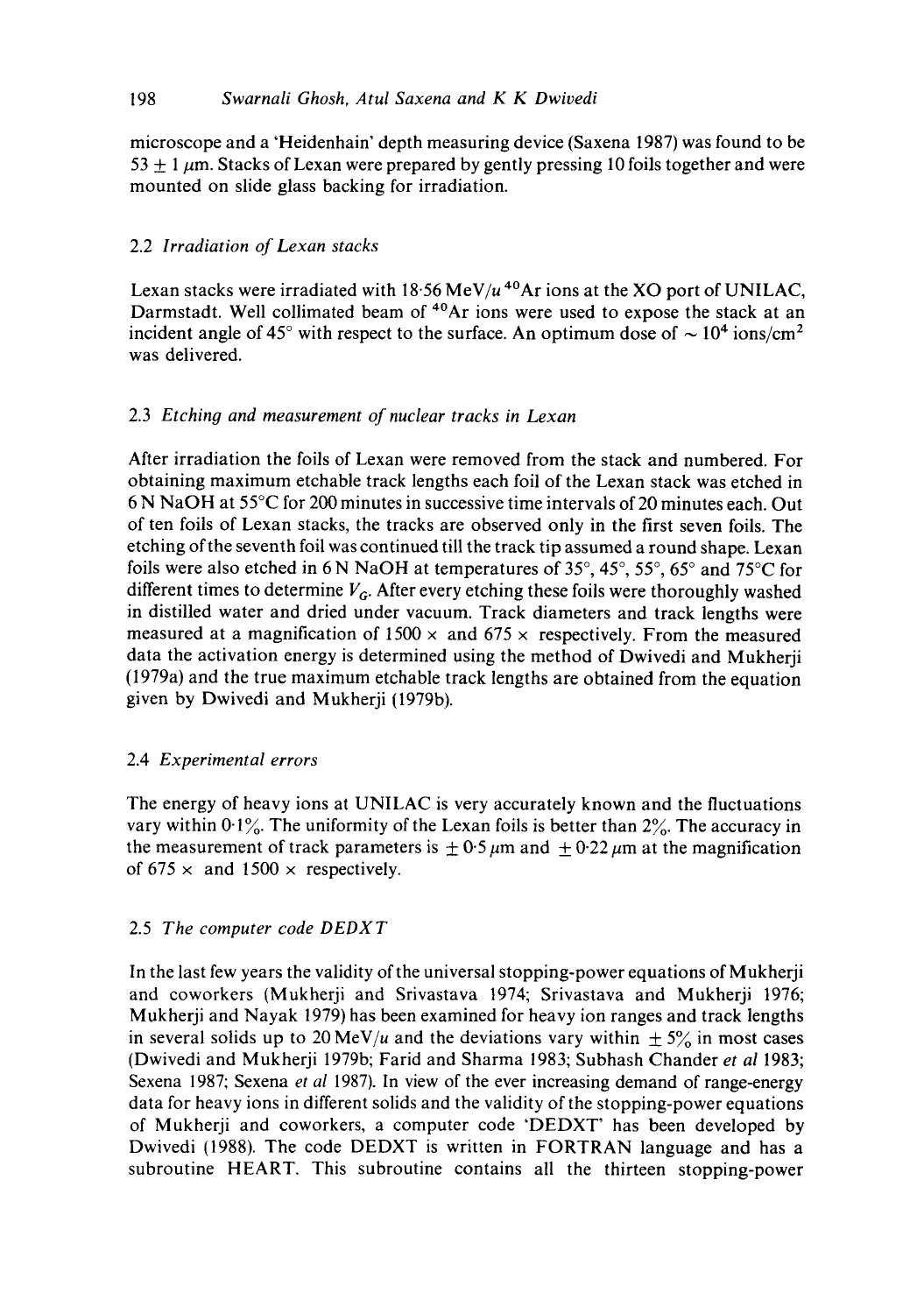microscope and a 'Heidenhain' depth measuring device (Saxena 1987) was found to be $53 \pm 1\ \mu$m. Stacks of Lexan were prepared by gently pressing 10 foils together and were mounted on slide glass backing for irradiation.

### 2.2 *Irradiation of Lexan stacks*

Lexan stacks were irradiated with 18·56 MeV/$u$ $^{40}$Ar ions at the XO port of UNILAC, Darmstadt. Well collimated beam of $^{40}$Ar ions were used to expose the stack at an incident angle of 45° with respect to the surface. An optimum dose of $\sim 10^4$ ions/cm$^2$ was delivered.

### 2.3 *Etching and measurement of nuclear tracks in Lexan*

After irradiation the foils of Lexan were removed from the stack and numbered. For obtaining maximum etchable track lengths each foil of the Lexan stack was etched in 6 N NaOH at 55°C for 200 minutes in successive time intervals of 20 minutes each. Out of ten foils of Lexan stacks, the tracks are observed only in the first seven foils. The etching of the seventh foil was continued till the track tip assumed a round shape. Lexan foils were also etched in 6 N NaOH at temperatures of 35°, 45°, 55°, 65° and 75°C for different times to determine $V_G$. After every etching these foils were thoroughly washed in distilled water and dried under vacuum. Track diameters and track lengths were measured at a magnification of 1500 × and 675 × respectively. From the measured data the activation energy is determined using the method of Dwivedi and Mukherji (1979a) and the true maximum etchable track lengths are obtained from the equation given by Dwivedi and Mukherji (1979b).

### 2.4 *Experimental errors*

The energy of heavy ions at UNILAC is very accurately known and the fluctuations vary within 0·1%. The uniformity of the Lexan foils is better than 2%. The accuracy in the measurement of track parameters is $\pm 0{\cdot}5\ \mu$m and $\pm 0{\cdot}22\ \mu$m at the magnification of 675 × and 1500 × respectively.

### 2.5 *The computer code DEDXT*

In the last few years the validity of the universal stopping-power equations of Mukherji and coworkers (Mukherji and Srivastava 1974; Srivastava and Mukherji 1976; Mukherji and Nayak 1979) has been examined for heavy ion ranges and track lengths in several solids up to 20 MeV/$u$ and the deviations vary within $\pm 5\%$ in most cases (Dwivedi and Mukherji 1979b; Farid and Sharma 1983; Subhash Chander *et al* 1983; Sexena 1987; Sexena *et al* 1987). In view of the ever increasing demand of range-energy data for heavy ions in different solids and the validity of the stopping-power equations of Mukherji and coworkers, a computer code 'DEDXT' has been developed by Dwivedi (1988). The code DEDXT is written in FORTRAN language and has a subroutine HEART. This subroutine contains all the thirteen stopping-power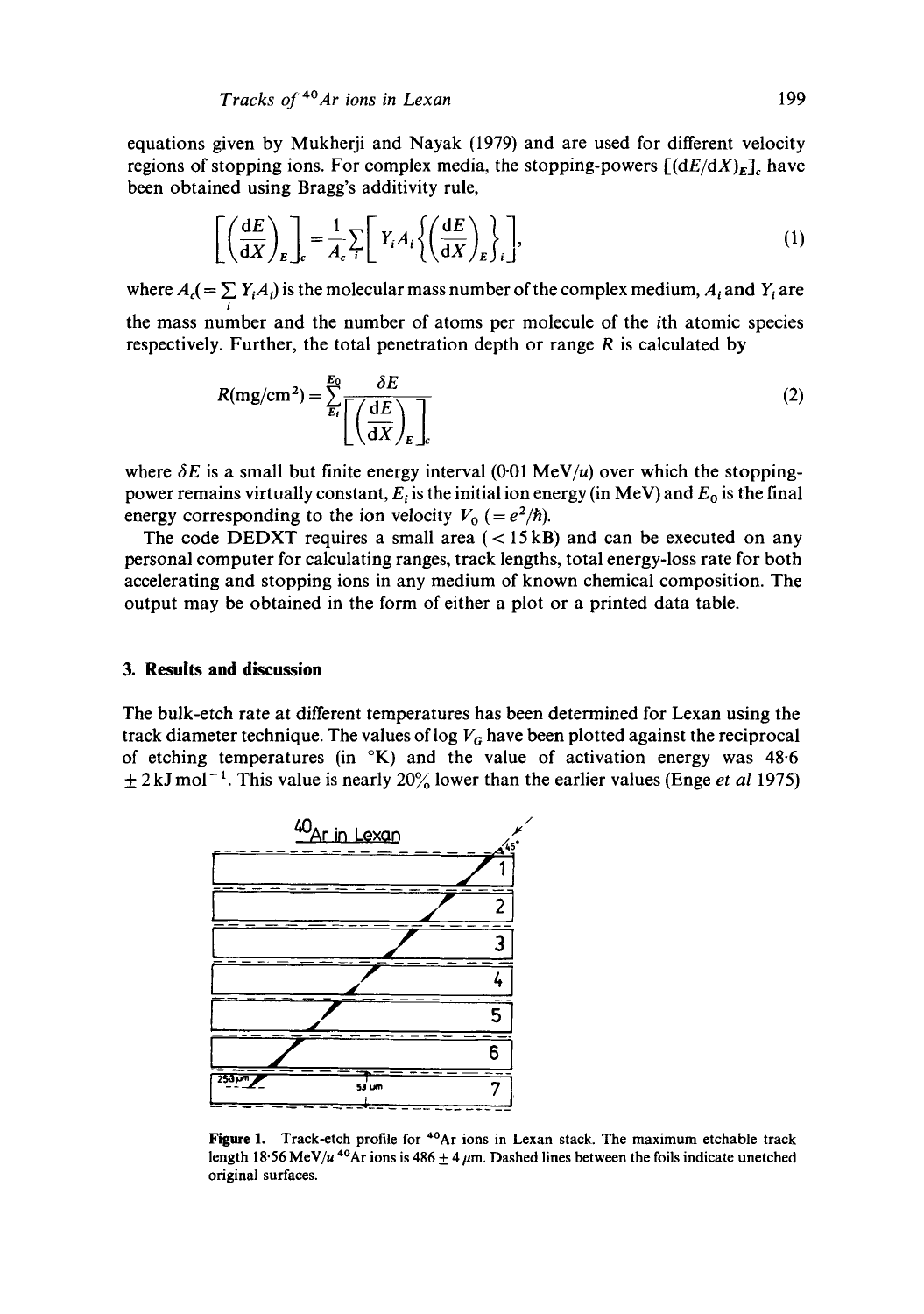equations given by Mukherji and Nayak (1979) and are used for different velocity regions of stopping ions. For complex media, the stopping-powers $[(\mathrm{d}E/\mathrm{d}X)_E]_c$ have been obtained using Bragg's additivity rule,

$$\left[\left(\frac{\mathrm{d}E}{\mathrm{d}X}\right)_E\right]_c = \frac{1}{A_c}\sum_i\left[Y_i A_i\left\{\left(\frac{\mathrm{d}E}{\mathrm{d}X}\right)_E\right\}_i\right], \tag{1}$$

where $A_c(=\sum_i Y_i A_i)$ is the molecular mass number of the complex medium, $A_i$ and $Y_i$ are the mass number and the number of atoms per molecule of the $i$th atomic species respectively. Further, the total penetration depth or range $R$ is calculated by

$$R(\mathrm{mg/cm^2}) = \sum_{E_i}^{E_0} \frac{\delta E}{\left[\left(\frac{\mathrm{d}E}{\mathrm{d}X}\right)_E\right]_c} \tag{2}$$

where $\delta E$ is a small but finite energy interval (0·01 MeV/$u$) over which the stopping-power remains virtually constant, $E_i$ is the initial ion energy (in MeV) and $E_0$ is the final energy corresponding to the ion velocity $V_0$ $(=e^2/\hbar)$.

The code DEDXT requires a small area ( < 15 kB) and can be executed on any personal computer for calculating ranges, track lengths, total energy-loss rate for both accelerating and stopping ions in any medium of known chemical composition. The output may be obtained in the form of either a plot or a printed data table.

## 3. Results and discussion

The bulk-etch rate at different temperatures has been determined for Lexan using the track diameter technique. The values of log $V_G$ have been plotted against the reciprocal of etching temperatures (in °K) and the value of activation energy was 48·6 ± 2 kJ mol$^{-1}$. This value is nearly 20% lower than the earlier values (Enge *et al* 1975)

**Figure 1.** Track-etch profile for $^{40}$Ar ions in Lexan stack. The maximum etchable track length 18·56 MeV/$u$ $^{40}$Ar ions is 486 ± 4 $\mu$m. Dashed lines between the foils indicate unetched original surfaces.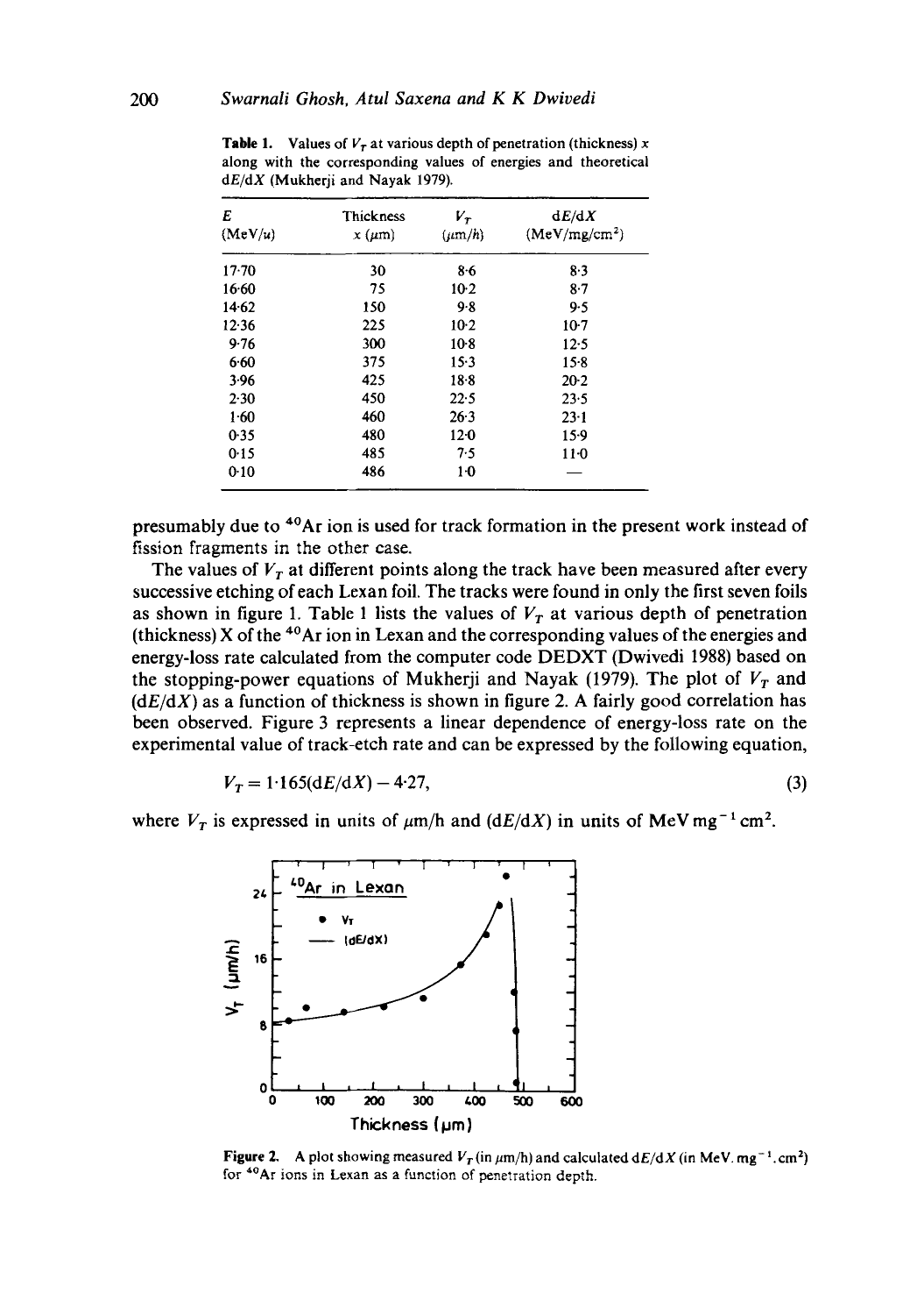**Table 1.** Values of $V_T$ at various depth of penetration (thickness) $x$ along with the corresponding values of energies and theoretical $dE/dX$ (Mukherji and Nayak 1979).

| $E$ (MeV/$u$) | Thickness $x$ ($\mu$m) | $V_T$ ($\mu$m/$h$) | $dE/dX$ (MeV/mg/cm$^2$) |
|---|---|---|---|
| 17·70 | 30 | 8·6 | 8·3 |
| 16·60 | 75 | 10·2 | 8·7 |
| 14·62 | 150 | 9·8 | 9·5 |
| 12·36 | 225 | 10·2 | 10·7 |
| 9·76 | 300 | 10·8 | 12·5 |
| 6·60 | 375 | 15·3 | 15·8 |
| 3·96 | 425 | 18·8 | 20·2 |
| 2·30 | 450 | 22·5 | 23·5 |
| 1·60 | 460 | 26·3 | 23·1 |
| 0·35 | 480 | 12·0 | 15·9 |
| 0·15 | 485 | 7·5 | 11·0 |
| 0·10 | 486 | 1·0 | — |

presumably due to $^{40}$Ar ion is used for track formation in the present work instead of fission fragments in the other case.

The values of $V_T$ at different points along the track have been measured after every successive etching of each Lexan foil. The tracks were found in only the first seven foils as shown in figure 1. Table 1 lists the values of $V_T$ at various depth of penetration (thickness) X of the $^{40}$Ar ion in Lexan and the corresponding values of the energies and energy-loss rate calculated from the computer code DEDXT (Dwivedi 1988) based on the stopping-power equations of Mukherji and Nayak (1979). The plot of $V_T$ and ($dE/dX$) as a function of thickness is shown in figure 2. A fairly good correlation has been observed. Figure 3 represents a linear dependence of energy-loss rate on the experimental value of track-etch rate and can be expressed by the following equation,

$$V_T = 1{\cdot}165(dE/dX) - 4{\cdot}27, \tag{3}$$

where $V_T$ is expressed in units of $\mu$m/h and ($dE/dX$) in units of MeV mg$^{-1}$ cm$^2$.

**Figure 2.** A plot showing measured $V_T$ (in $\mu$m/h) and calculated $dE/dX$ (in MeV. mg$^{-1}$.cm$^2$) for $^{40}$Ar ions in Lexan as a function of penetration depth.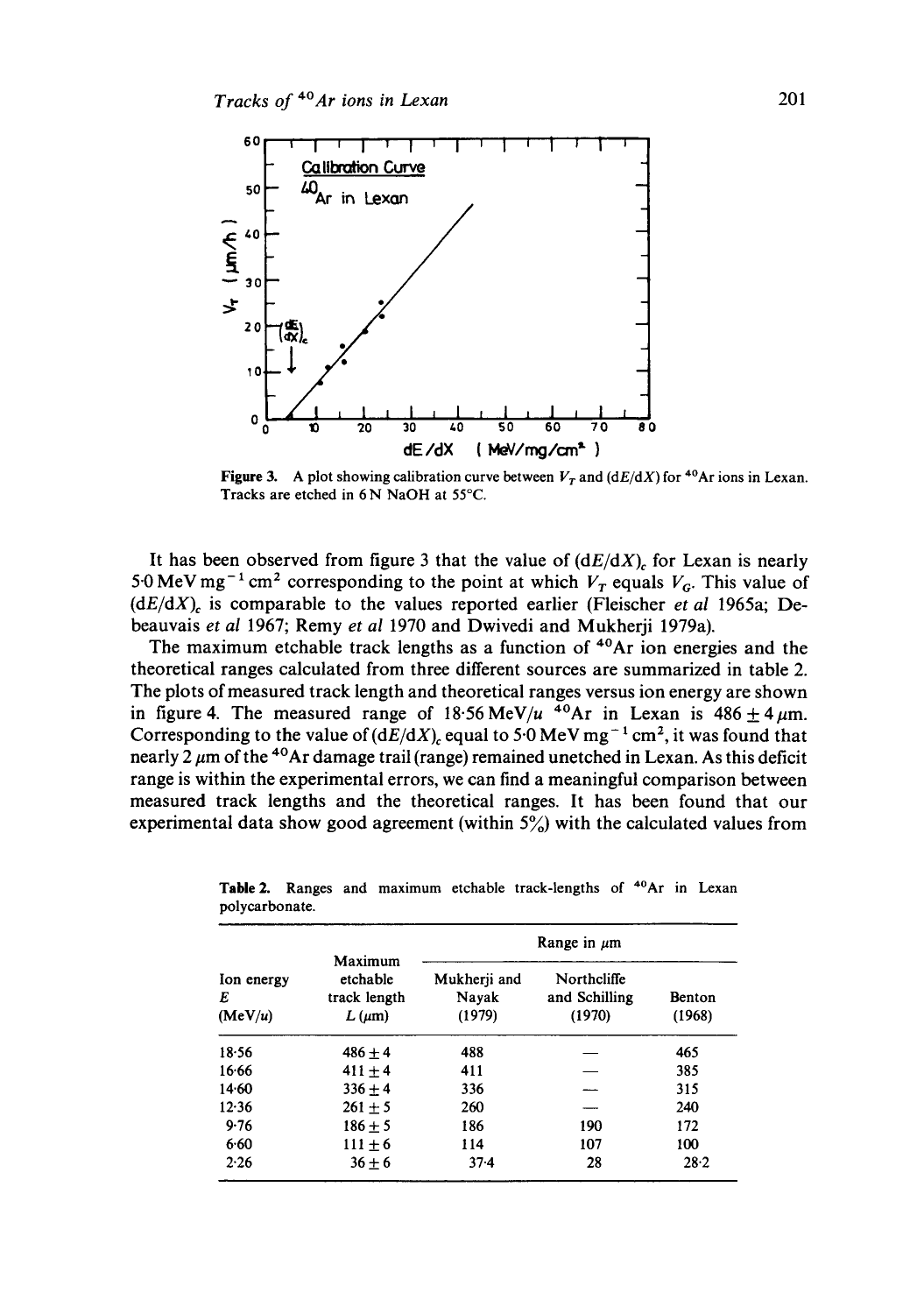Figure 3. A plot showing calibration curve between $V_T$ and $(dE/dX)$ for $^{40}Ar$ ions in Lexan. Tracks are etched in 6 N NaOH at 55°C.

It has been observed from figure 3 that the value of $(dE/dX)_c$ for Lexan is nearly 5·0 MeV $mg^{-1}$ $cm^2$ corresponding to the point at which $V_T$ equals $V_G$. This value of $(dE/dX)_c$ is comparable to the values reported earlier (Fleischer *et al* 1965a; Debeauvais *et al* 1967; Remy *et al* 1970 and Dwivedi and Mukherji 1979a).

The maximum etchable track lengths as a function of $^{40}Ar$ ion energies and the theoretical ranges calculated from three different sources are summarized in table 2. The plots of measured track length and theoretical ranges versus ion energy are shown in figure 4. The measured range of 18·56 MeV/*u* $^{40}Ar$ in Lexan is $486 \pm 4\,\mu m$. Corresponding to the value of $(dE/dX)_c$ equal to 5·0 MeV $mg^{-1}$ $cm^2$, it was found that nearly 2 $\mu m$ of the $^{40}Ar$ damage trail (range) remained unetched in Lexan. As this deficit range is within the experimental errors, we can find a meaningful comparison between measured track lengths and the theoretical ranges. It has been found that our experimental data show good agreement (within 5%) with the calculated values from

**Table 2.** Ranges and maximum etchable track-lengths of $^{40}Ar$ in Lexan polycarbonate.

| Ion energy $E$ (MeV/*u*) | Maximum etchable track length $L$ ($\mu m$) | Range in $\mu m$: Mukherji and Nayak (1979) | Northcliffe and Schilling (1970) | Benton (1968) |
|---|---|---|---|---|
| 18·56 | $486 \pm 4$ | 488 | — | 465 |
| 16·66 | $411 \pm 4$ | 411 | — | 385 |
| 14·60 | $336 \pm 4$ | 336 | — | 315 |
| 12·36 | $261 \pm 5$ | 260 | — | 240 |
| 9·76 | $186 \pm 5$ | 186 | 190 | 172 |
| 6·60 | $111 \pm 6$ | 114 | 107 | 100 |
| 2·26 | $36 \pm 6$ | 37·4 | 28 | 28·2 |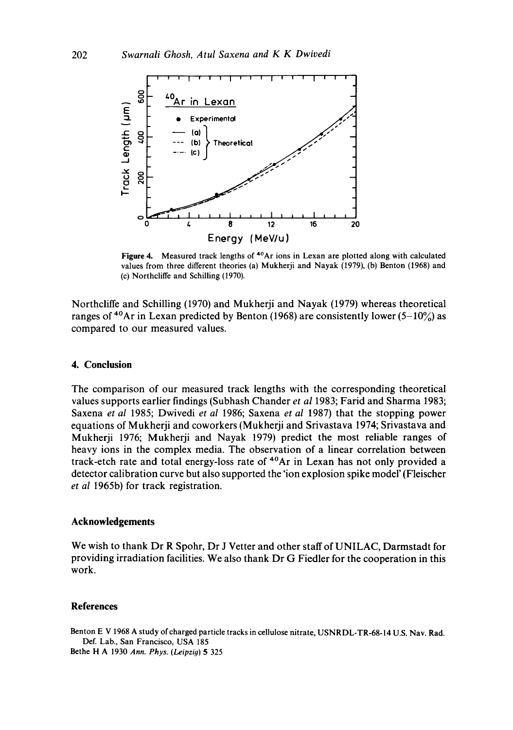Figure 4. Measured track lengths of $^{40}Ar$ ions in Lexan are plotted along with calculated values from three different theories (a) Mukherji and Nayak (1979), (b) Benton (1968) and (c) Northcliffe and Schilling (1970).

Northcliffe and Schilling (1970) and Mukherji and Nayak (1979) whereas theoretical ranges of $^{40}Ar$ in Lexan predicted by Benton (1968) are consistently lower (5–10%) as compared to our measured values.

## 4. Conclusion

The comparison of our measured track lengths with the corresponding theoretical values supports earlier findings (Subhash Chander *et al* 1983; Farid and Sharma 1983; Saxena *et al* 1985; Dwivedi *et al* 1986; Saxena *et al* 1987) that the stopping power equations of Mukherji and coworkers (Mukherji and Srivastava 1974; Srivastava and Mukherji 1976; Mukherji and Nayak 1979) predict the most reliable ranges of heavy ions in the complex media. The observation of a linear correlation between track-etch rate and total energy-loss rate of $^{40}Ar$ in Lexan has not only provided a detector calibration curve but also supported the 'ion explosion spike model' (Fleischer *et al* 1965b) for track registration.

## Acknowledgements

We wish to thank Dr R Spohr, Dr J Vetter and other staff of UNILAC, Darmstadt for providing irradiation facilities. We also thank Dr G Fiedler for the cooperation in this work.

## References

Benton E V 1968 A study of charged particle tracks in cellulose nitrate, USNRDL-TR-68-14 U.S. Nav. Rad. Def. Lab., San Francisco, USA 185

Bethe H A 1930 *Ann. Phys. (Leipzig)* **5** 325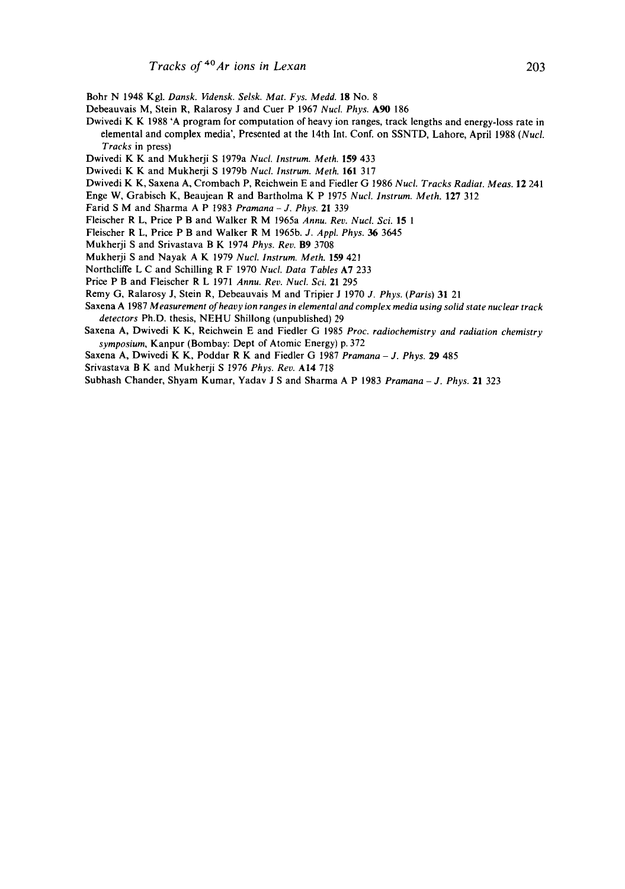Bohr N 1948 Kgl. *Dansk. Vidensk. Selsk. Mat. Fys. Medd.* **18** No. 8

Debeauvais M, Stein R, Ralarosy J and Cuer P 1967 *Nucl. Phys.* **A90** 186

Dwivedi K K 1988 'A program for computation of heavy ion ranges, track lengths and energy-loss rate in elemental and complex media', Presented at the 14th Int. Conf. on SSNTD, Lahore, April 1988 (*Nucl. Tracks* in press)

Dwivedi K K and Mukherji S 1979a *Nucl. Instrum. Meth.* **159** 433

Dwivedi K K and Mukherji S 1979b *Nucl. Instrum. Meth.* **161** 317

Dwivedi K K, Saxena A, Crombach P, Reichwein E and Fiedler G 1986 *Nucl. Tracks Radiat. Meas.* **12** 241

Enge W, Grabisch K, Beaujean R and Bartholma K P 1975 *Nucl. Instrum. Meth.* **127** 312

Farid S M and Sharma A P 1983 *Pramana – J. Phys.* **21** 339

Fleischer R L, Price P B and Walker R M 1965a *Annu. Rev. Nucl. Sci.* **15** 1

Fleischer R L, Price P B and Walker R M 1965b. *J. Appl. Phys.* **36** 3645

Mukherji S and Srivastava B K 1974 *Phys. Rev.* **B9** 3708

Mukherji S and Nayak A K 1979 *Nucl. Instrum. Meth.* **159** 421

Northcliffe L C and Schilling R F 1970 *Nucl. Data Tables* **A7** 233

Price P B and Fleischer R L 1971 *Annu. Rev. Nucl. Sci.* **21** 295

Remy G, Ralarosy J, Stein R, Debeauvais M and Tripier J 1970 *J. Phys. (Paris)* **31** 21

Saxena A 1987 *Measurement of heavy ion ranges in elemental and complex media using solid state nuclear track detectors* Ph.D. thesis, NEHU Shillong (unpublished) 29

Saxena A, Dwivedi K K, Reichwein E and Fiedler G 1985 *Proc. radiochemistry and radiation chemistry symposium*, Kanpur (Bombay: Dept of Atomic Energy) p. 372

Saxena A, Dwivedi K K, Poddar R K and Fiedler G 1987 *Pramana – J. Phys.* **29** 485

Srivastava B K and Mukherji S 1976 *Phys. Rev.* **A14** 718

Subhash Chander, Shyam Kumar, Yadav J S and Sharma A P 1983 *Pramana – J. Phys.* **21** 323